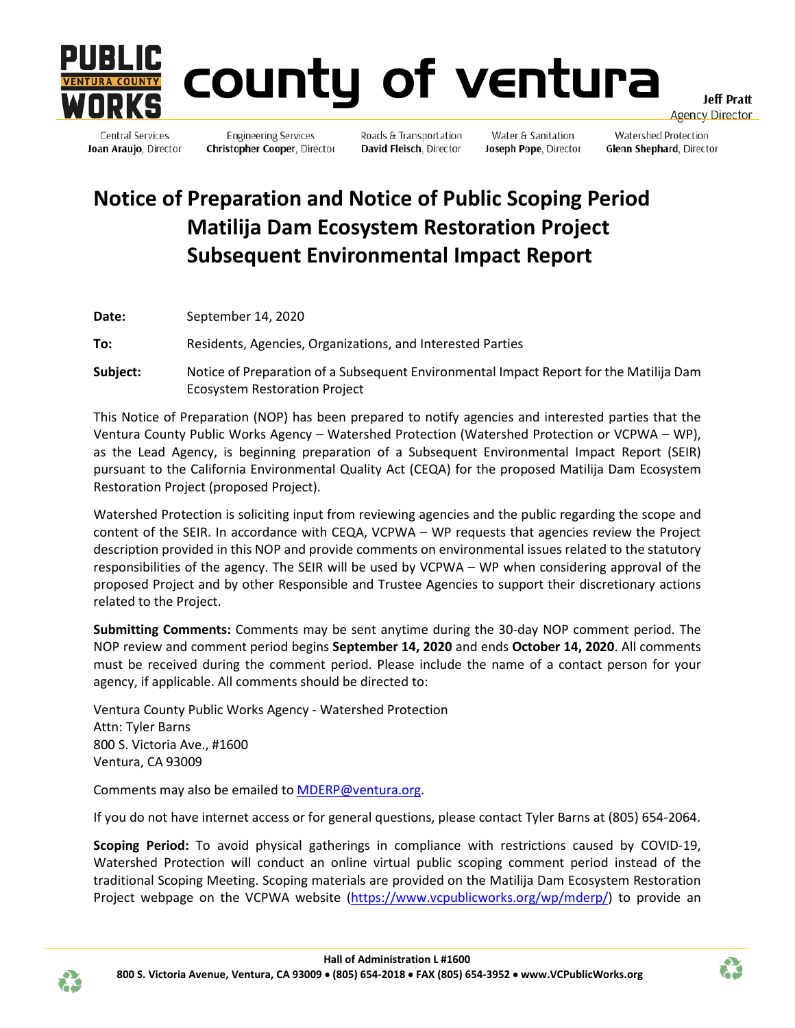**PUBLIC WORKS** VENTURA COUNTY

# county of ventura

**Jeff Pratt**
Agency Director

Central Services
**Joan Araujo**, Director

Engineering Services
**Christopher Cooper**, Director

Roads & Transportation
**David Fleisch**, Director

Water & Sanitation
**Joseph Pope**, Director

Watershed Protection
**Glenn Shephard**, Director

# Notice of Preparation and Notice of Public Scoping Period Matilija Dam Ecosystem Restoration Project Subsequent Environmental Impact Report

**Date:** September 14, 2020

**To:** Residents, Agencies, Organizations, and Interested Parties

**Subject:** Notice of Preparation of a Subsequent Environmental Impact Report for the Matilija Dam Ecosystem Restoration Project

This Notice of Preparation (NOP) has been prepared to notify agencies and interested parties that the Ventura County Public Works Agency – Watershed Protection (Watershed Protection or VCPWA – WP), as the Lead Agency, is beginning preparation of a Subsequent Environmental Impact Report (SEIR) pursuant to the California Environmental Quality Act (CEQA) for the proposed Matilija Dam Ecosystem Restoration Project (proposed Project).

Watershed Protection is soliciting input from reviewing agencies and the public regarding the scope and content of the SEIR. In accordance with CEQA, VCPWA – WP requests that agencies review the Project description provided in this NOP and provide comments on environmental issues related to the statutory responsibilities of the agency. The SEIR will be used by VCPWA – WP when considering approval of the proposed Project and by other Responsible and Trustee Agencies to support their discretionary actions related to the Project.

**Submitting Comments:** Comments may be sent anytime during the 30-day NOP comment period. The NOP review and comment period begins **September 14, 2020** and ends **October 14, 2020**. All comments must be received during the comment period. Please include the name of a contact person for your agency, if applicable. All comments should be directed to:

Ventura County Public Works Agency - Watershed Protection
Attn: Tyler Barns
800 S. Victoria Ave., #1600
Ventura, CA 93009

Comments may also be emailed to MDERP@ventura.org.

If you do not have internet access or for general questions, please contact Tyler Barns at (805) 654-2064.

**Scoping Period:** To avoid physical gatherings in compliance with restrictions caused by COVID-19, Watershed Protection will conduct an online virtual public scoping comment period instead of the traditional Scoping Meeting. Scoping materials are provided on the Matilija Dam Ecosystem Restoration Project webpage on the VCPWA website (https://www.vcpublicworks.org/wp/mderp/) to provide an

Hall of Administration L #1600
800 S. Victoria Avenue, Ventura, CA 93009 • (805) 654-2018 • FAX (805) 654-3952 • www.VCPublicWorks.org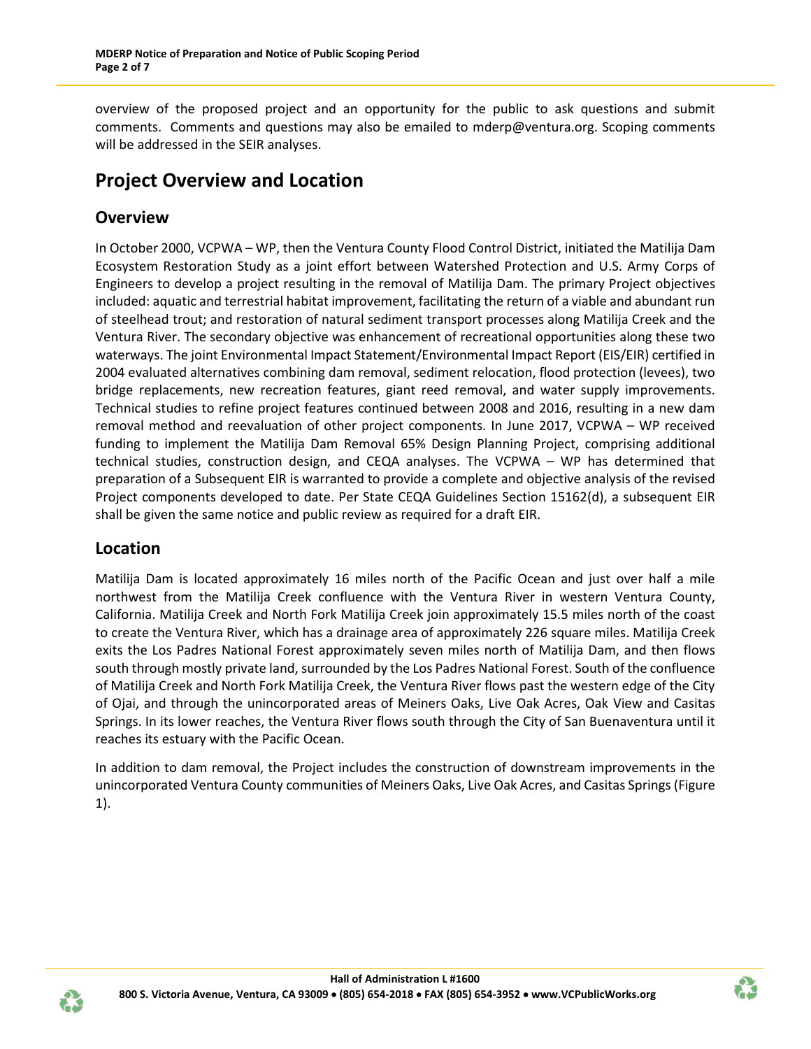overview of the proposed project and an opportunity for the public to ask questions and submit comments. Comments and questions may also be emailed to mderp@ventura.org. Scoping comments will be addressed in the SEIR analyses.

# Project Overview and Location

## Overview

In October 2000, VCPWA – WP, then the Ventura County Flood Control District, initiated the Matilija Dam Ecosystem Restoration Study as a joint effort between Watershed Protection and U.S. Army Corps of Engineers to develop a project resulting in the removal of Matilija Dam. The primary Project objectives included: aquatic and terrestrial habitat improvement, facilitating the return of a viable and abundant run of steelhead trout; and restoration of natural sediment transport processes along Matilija Creek and the Ventura River. The secondary objective was enhancement of recreational opportunities along these two waterways. The joint Environmental Impact Statement/Environmental Impact Report (EIS/EIR) certified in 2004 evaluated alternatives combining dam removal, sediment relocation, flood protection (levees), two bridge replacements, new recreation features, giant reed removal, and water supply improvements. Technical studies to refine project features continued between 2008 and 2016, resulting in a new dam removal method and reevaluation of other project components. In June 2017, VCPWA – WP received funding to implement the Matilija Dam Removal 65% Design Planning Project, comprising additional technical studies, construction design, and CEQA analyses. The VCPWA – WP has determined that preparation of a Subsequent EIR is warranted to provide a complete and objective analysis of the revised Project components developed to date. Per State CEQA Guidelines Section 15162(d), a subsequent EIR shall be given the same notice and public review as required for a draft EIR.

## Location

Matilija Dam is located approximately 16 miles north of the Pacific Ocean and just over half a mile northwest from the Matilija Creek confluence with the Ventura River in western Ventura County, California. Matilija Creek and North Fork Matilija Creek join approximately 15.5 miles north of the coast to create the Ventura River, which has a drainage area of approximately 226 square miles. Matilija Creek exits the Los Padres National Forest approximately seven miles north of Matilija Dam, and then flows south through mostly private land, surrounded by the Los Padres National Forest. South of the confluence of Matilija Creek and North Fork Matilija Creek, the Ventura River flows past the western edge of the City of Ojai, and through the unincorporated areas of Meiners Oaks, Live Oak Acres, Oak View and Casitas Springs. In its lower reaches, the Ventura River flows south through the City of San Buenaventura until it reaches its estuary with the Pacific Ocean.

In addition to dam removal, the Project includes the construction of downstream improvements in the unincorporated Ventura County communities of Meiners Oaks, Live Oak Acres, and Casitas Springs (Figure 1).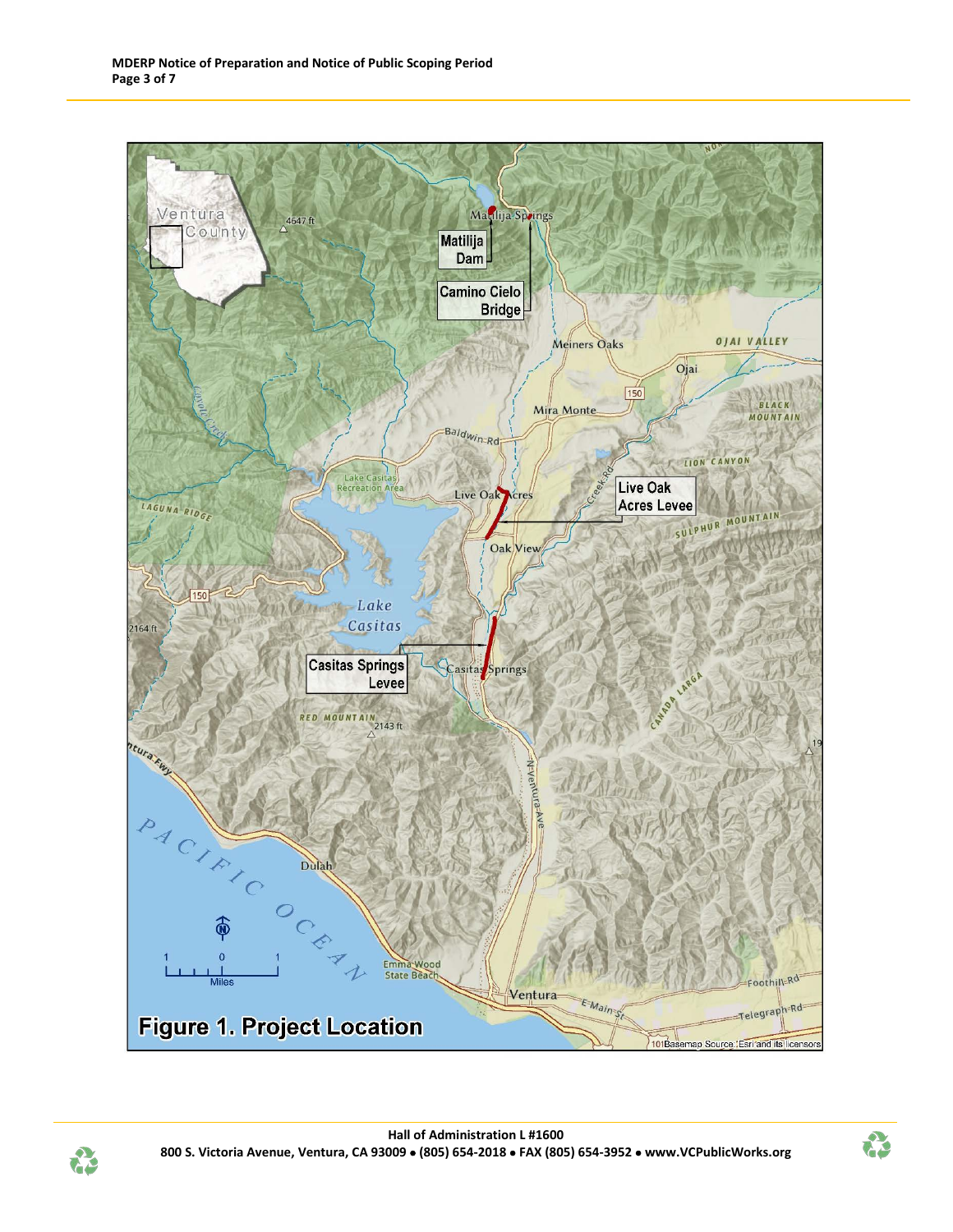Figure 1. Project Location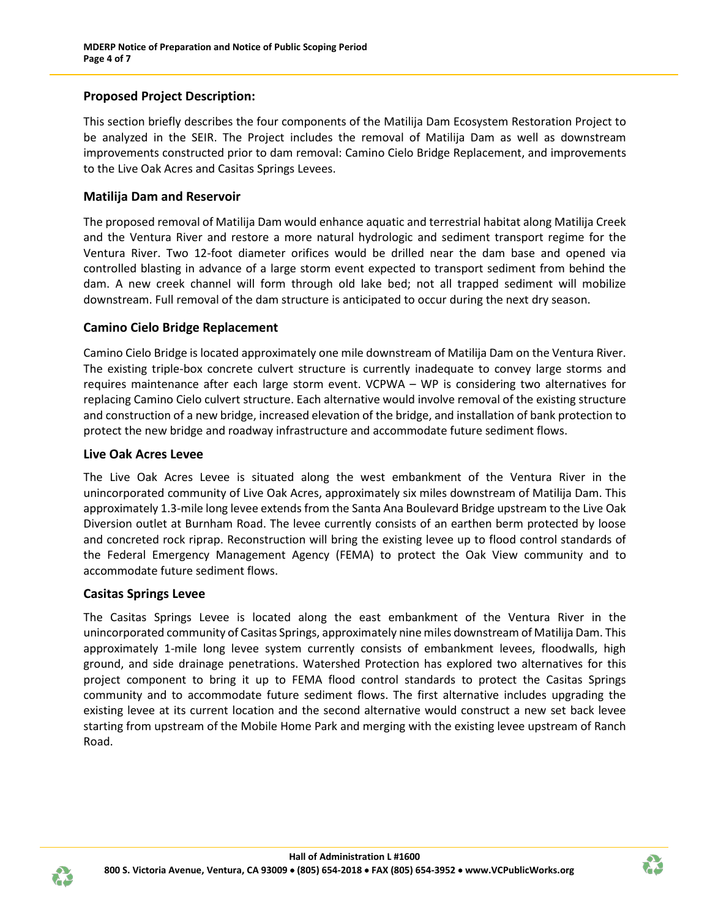## Proposed Project Description:

This section briefly describes the four components of the Matilija Dam Ecosystem Restoration Project to be analyzed in the SEIR. The Project includes the removal of Matilija Dam as well as downstream improvements constructed prior to dam removal: Camino Cielo Bridge Replacement, and improvements to the Live Oak Acres and Casitas Springs Levees.

## Matilija Dam and Reservoir

The proposed removal of Matilija Dam would enhance aquatic and terrestrial habitat along Matilija Creek and the Ventura River and restore a more natural hydrologic and sediment transport regime for the Ventura River. Two 12-foot diameter orifices would be drilled near the dam base and opened via controlled blasting in advance of a large storm event expected to transport sediment from behind the dam. A new creek channel will form through old lake bed; not all trapped sediment will mobilize downstream. Full removal of the dam structure is anticipated to occur during the next dry season.

## Camino Cielo Bridge Replacement

Camino Cielo Bridge is located approximately one mile downstream of Matilija Dam on the Ventura River. The existing triple-box concrete culvert structure is currently inadequate to convey large storms and requires maintenance after each large storm event. VCPWA – WP is considering two alternatives for replacing Camino Cielo culvert structure. Each alternative would involve removal of the existing structure and construction of a new bridge, increased elevation of the bridge, and installation of bank protection to protect the new bridge and roadway infrastructure and accommodate future sediment flows.

## Live Oak Acres Levee

The Live Oak Acres Levee is situated along the west embankment of the Ventura River in the unincorporated community of Live Oak Acres, approximately six miles downstream of Matilija Dam. This approximately 1.3-mile long levee extends from the Santa Ana Boulevard Bridge upstream to the Live Oak Diversion outlet at Burnham Road. The levee currently consists of an earthen berm protected by loose and concreted rock riprap. Reconstruction will bring the existing levee up to flood control standards of the Federal Emergency Management Agency (FEMA) to protect the Oak View community and to accommodate future sediment flows.

## Casitas Springs Levee

The Casitas Springs Levee is located along the east embankment of the Ventura River in the unincorporated community of Casitas Springs, approximately nine miles downstream of Matilija Dam. This approximately 1-mile long levee system currently consists of embankment levees, floodwalls, high ground, and side drainage penetrations. Watershed Protection has explored two alternatives for this project component to bring it up to FEMA flood control standards to protect the Casitas Springs community and to accommodate future sediment flows. The first alternative includes upgrading the existing levee at its current location and the second alternative would construct a new set back levee starting from upstream of the Mobile Home Park and merging with the existing levee upstream of Ranch Road.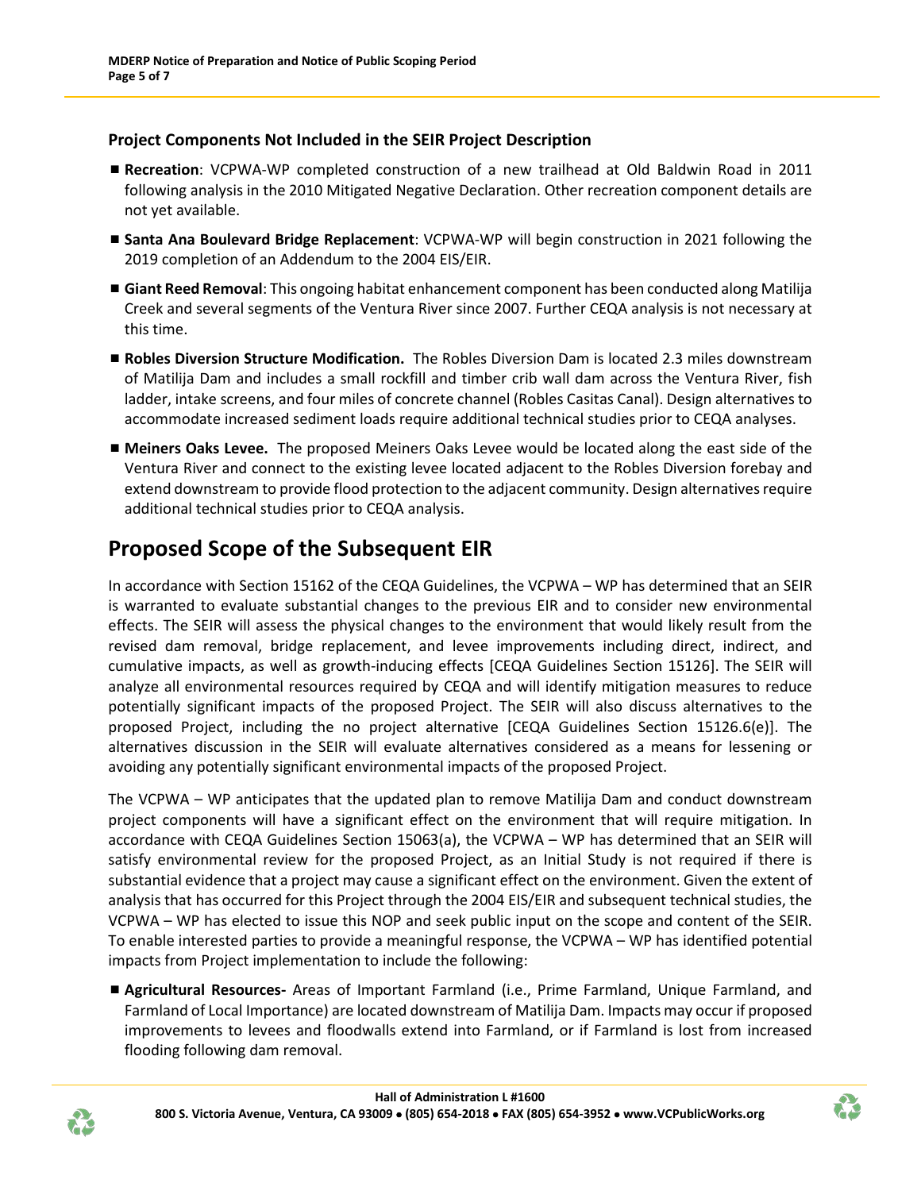### Project Components Not Included in the SEIR Project Description

- **Recreation**: VCPWA-WP completed construction of a new trailhead at Old Baldwin Road in 2011 following analysis in the 2010 Mitigated Negative Declaration. Other recreation component details are not yet available.
- **Santa Ana Boulevard Bridge Replacement**: VCPWA-WP will begin construction in 2021 following the 2019 completion of an Addendum to the 2004 EIS/EIR.
- **Giant Reed Removal**: This ongoing habitat enhancement component has been conducted along Matilija Creek and several segments of the Ventura River since 2007. Further CEQA analysis is not necessary at this time.
- **Robles Diversion Structure Modification.** The Robles Diversion Dam is located 2.3 miles downstream of Matilija Dam and includes a small rockfill and timber crib wall dam across the Ventura River, fish ladder, intake screens, and four miles of concrete channel (Robles Casitas Canal). Design alternatives to accommodate increased sediment loads require additional technical studies prior to CEQA analyses.
- **Meiners Oaks Levee.** The proposed Meiners Oaks Levee would be located along the east side of the Ventura River and connect to the existing levee located adjacent to the Robles Diversion forebay and extend downstream to provide flood protection to the adjacent community. Design alternatives require additional technical studies prior to CEQA analysis.

## Proposed Scope of the Subsequent EIR

In accordance with Section 15162 of the CEQA Guidelines, the VCPWA – WP has determined that an SEIR is warranted to evaluate substantial changes to the previous EIR and to consider new environmental effects. The SEIR will assess the physical changes to the environment that would likely result from the revised dam removal, bridge replacement, and levee improvements including direct, indirect, and cumulative impacts, as well as growth-inducing effects [CEQA Guidelines Section 15126]. The SEIR will analyze all environmental resources required by CEQA and will identify mitigation measures to reduce potentially significant impacts of the proposed Project. The SEIR will also discuss alternatives to the proposed Project, including the no project alternative [CEQA Guidelines Section 15126.6(e)]. The alternatives discussion in the SEIR will evaluate alternatives considered as a means for lessening or avoiding any potentially significant environmental impacts of the proposed Project.

The VCPWA – WP anticipates that the updated plan to remove Matilija Dam and conduct downstream project components will have a significant effect on the environment that will require mitigation. In accordance with CEQA Guidelines Section 15063(a), the VCPWA – WP has determined that an SEIR will satisfy environmental review for the proposed Project, as an Initial Study is not required if there is substantial evidence that a project may cause a significant effect on the environment. Given the extent of analysis that has occurred for this Project through the 2004 EIS/EIR and subsequent technical studies, the VCPWA – WP has elected to issue this NOP and seek public input on the scope and content of the SEIR. To enable interested parties to provide a meaningful response, the VCPWA – WP has identified potential impacts from Project implementation to include the following:

- **Agricultural Resources-** Areas of Important Farmland (i.e., Prime Farmland, Unique Farmland, and Farmland of Local Importance) are located downstream of Matilija Dam. Impacts may occur if proposed improvements to levees and floodwalls extend into Farmland, or if Farmland is lost from increased flooding following dam removal.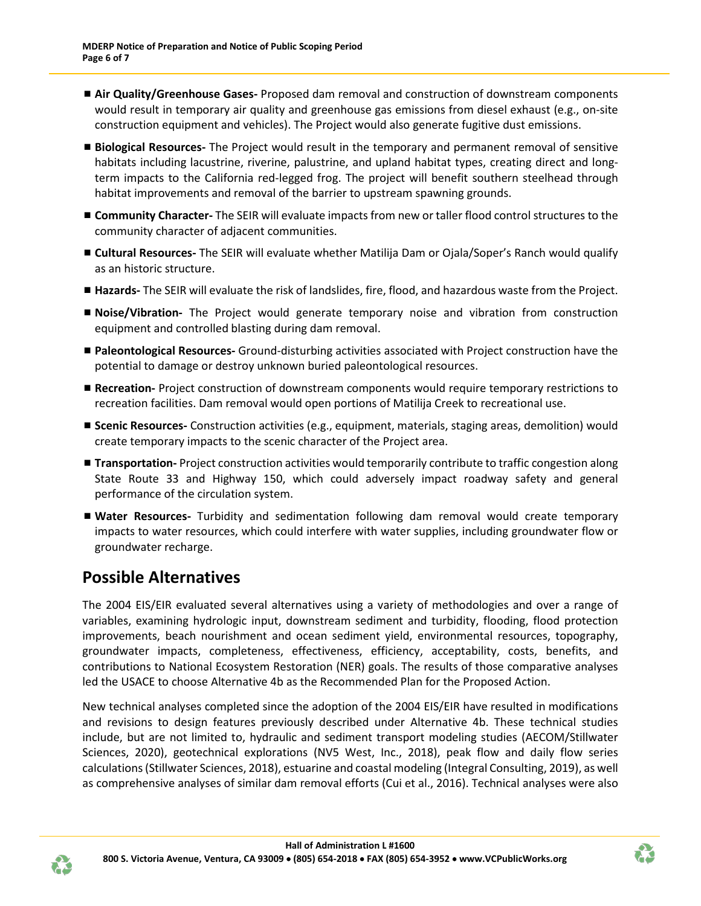- **Air Quality/Greenhouse Gases-** Proposed dam removal and construction of downstream components would result in temporary air quality and greenhouse gas emissions from diesel exhaust (e.g., on-site construction equipment and vehicles). The Project would also generate fugitive dust emissions.
- **Biological Resources-** The Project would result in the temporary and permanent removal of sensitive habitats including lacustrine, riverine, palustrine, and upland habitat types, creating direct and long-term impacts to the California red-legged frog. The project will benefit southern steelhead through habitat improvements and removal of the barrier to upstream spawning grounds.
- **Community Character-** The SEIR will evaluate impacts from new or taller flood control structures to the community character of adjacent communities.
- **Cultural Resources-** The SEIR will evaluate whether Matilija Dam or Ojala/Soper's Ranch would qualify as an historic structure.
- **Hazards-** The SEIR will evaluate the risk of landslides, fire, flood, and hazardous waste from the Project.
- **Noise/Vibration-** The Project would generate temporary noise and vibration from construction equipment and controlled blasting during dam removal.
- **Paleontological Resources-** Ground-disturbing activities associated with Project construction have the potential to damage or destroy unknown buried paleontological resources.
- **Recreation-** Project construction of downstream components would require temporary restrictions to recreation facilities. Dam removal would open portions of Matilija Creek to recreational use.
- **Scenic Resources-** Construction activities (e.g., equipment, materials, staging areas, demolition) would create temporary impacts to the scenic character of the Project area.
- **Transportation-** Project construction activities would temporarily contribute to traffic congestion along State Route 33 and Highway 150, which could adversely impact roadway safety and general performance of the circulation system.
- **Water Resources-** Turbidity and sedimentation following dam removal would create temporary impacts to water resources, which could interfere with water supplies, including groundwater flow or groundwater recharge.

## Possible Alternatives

The 2004 EIS/EIR evaluated several alternatives using a variety of methodologies and over a range of variables, examining hydrologic input, downstream sediment and turbidity, flooding, flood protection improvements, beach nourishment and ocean sediment yield, environmental resources, topography, groundwater impacts, completeness, effectiveness, efficiency, acceptability, costs, benefits, and contributions to National Ecosystem Restoration (NER) goals. The results of those comparative analyses led the USACE to choose Alternative 4b as the Recommended Plan for the Proposed Action.

New technical analyses completed since the adoption of the 2004 EIS/EIR have resulted in modifications and revisions to design features previously described under Alternative 4b. These technical studies include, but are not limited to, hydraulic and sediment transport modeling studies (AECOM/Stillwater Sciences, 2020), geotechnical explorations (NV5 West, Inc., 2018), peak flow and daily flow series calculations (Stillwater Sciences, 2018), estuarine and coastal modeling (Integral Consulting, 2019), as well as comprehensive analyses of similar dam removal efforts (Cui et al., 2016). Technical analyses were also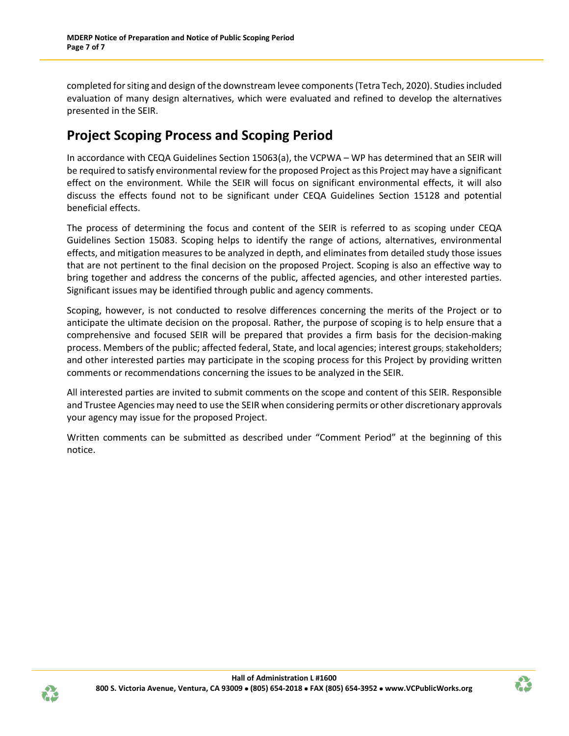completed for siting and design of the downstream levee components (Tetra Tech, 2020). Studies included evaluation of many design alternatives, which were evaluated and refined to develop the alternatives presented in the SEIR.

## Project Scoping Process and Scoping Period

In accordance with CEQA Guidelines Section 15063(a), the VCPWA – WP has determined that an SEIR will be required to satisfy environmental review for the proposed Project as this Project may have a significant effect on the environment. While the SEIR will focus on significant environmental effects, it will also discuss the effects found not to be significant under CEQA Guidelines Section 15128 and potential beneficial effects.

The process of determining the focus and content of the SEIR is referred to as scoping under CEQA Guidelines Section 15083. Scoping helps to identify the range of actions, alternatives, environmental effects, and mitigation measures to be analyzed in depth, and eliminates from detailed study those issues that are not pertinent to the final decision on the proposed Project. Scoping is also an effective way to bring together and address the concerns of the public, affected agencies, and other interested parties. Significant issues may be identified through public and agency comments.

Scoping, however, is not conducted to resolve differences concerning the merits of the Project or to anticipate the ultimate decision on the proposal. Rather, the purpose of scoping is to help ensure that a comprehensive and focused SEIR will be prepared that provides a firm basis for the decision-making process. Members of the public; affected federal, State, and local agencies; interest groups; stakeholders; and other interested parties may participate in the scoping process for this Project by providing written comments or recommendations concerning the issues to be analyzed in the SEIR.

All interested parties are invited to submit comments on the scope and content of this SEIR. Responsible and Trustee Agencies may need to use the SEIR when considering permits or other discretionary approvals your agency may issue for the proposed Project.

Written comments can be submitted as described under "Comment Period" at the beginning of this notice.